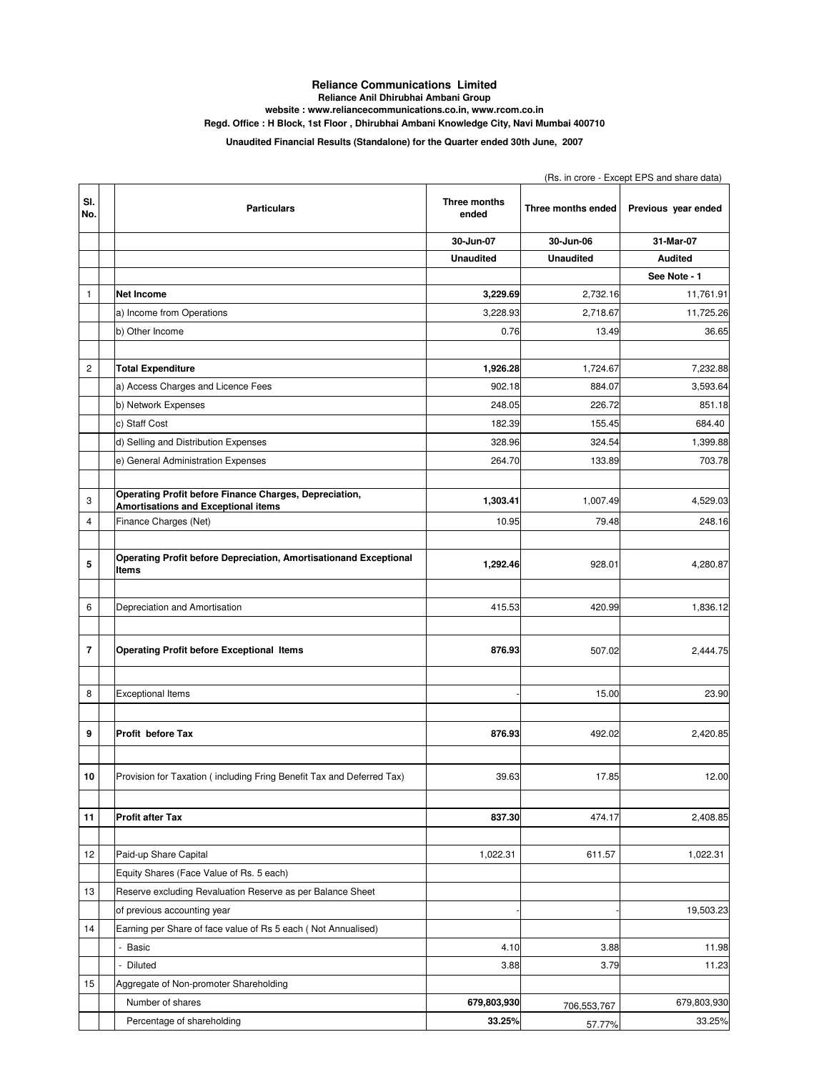# Reliance Communications Limited

**Reliance Anil Dhirubhai Ambani Group**

**website : www.reliancecommunications.co.in, www.rcom.co.in**

**Regd. Office : H Block, 1st Floor , Dhirubhai Ambani Knowledge City, Navi Mumbai 400710**

**Unaudited Financial Results (Standalone) for the Quarter ended 30th June, 2007**

(Rs. in crore - Except EPS and share data)

| Sl. No. | Particulars | Three months ended | Three months ended | Previous year ended |
|---|---|---|---|---|
| | | 30-Jun-07 | 30-Jun-06 | 31-Mar-07 |
| | | Unaudited | Unaudited | Audited |
| | | | | See Note - 1 |
| 1 | **Net Income** | **3,229.69** | 2,732.16 | 11,761.91 |
| | a) Income from Operations | 3,228.93 | 2,718.67 | 11,725.26 |
| | b) Other Income | 0.76 | 13.49 | 36.65 |
| 2 | **Total Expenditure** | **1,926.28** | 1,724.67 | 7,232.88 |
| | a) Access Charges and Licence Fees | 902.18 | 884.07 | 3,593.64 |
| | b) Network Expenses | 248.05 | 226.72 | 851.18 |
| | c) Staff Cost | 182.39 | 155.45 | 684.40 |
| | d) Selling and Distribution Expenses | 328.96 | 324.54 | 1,399.88 |
| | e) General Administration Expenses | 264.70 | 133.89 | 703.78 |
| 3 | **Operating Profit before Finance Charges, Depreciation, Amortisations and Exceptional items** | **1,303.41** | 1,007.49 | 4,529.03 |
| 4 | Finance Charges (Net) | 10.95 | 79.48 | 248.16 |
| 5 | **Operating Profit before Depreciation, Amortisationand Exceptional Items** | **1,292.46** | 928.01 | 4,280.87 |
| 6 | Depreciation and Amortisation | 415.53 | 420.99 | 1,836.12 |
| 7 | **Operating Profit before Exceptional Items** | **876.93** | 507.02 | 2,444.75 |
| 8 | Exceptional Items | - | 15.00 | 23.90 |
| 9 | **Profit before Tax** | **876.93** | 492.02 | 2,420.85 |
| 10 | Provision for Taxation ( including Fring Benefit Tax and Deferred Tax) | 39.63 | 17.85 | 12.00 |
| 11 | **Profit after Tax** | **837.30** | 474.17 | 2,408.85 |
| 12 | Paid-up Share Capital | 1,022.31 | 611.57 | 1,022.31 |
| | Equity Shares (Face Value of Rs. 5 each) | | | |
| 13 | Reserve excluding Revaluation Reserve as per Balance Sheet | | | |
| | of previous accounting year | - | - | 19,503.23 |
| 14 | Earning per Share of face value of Rs 5 each ( Not Annualised) | | | |
| | - Basic | 4.10 | 3.88 | 11.98 |
| | - Diluted | 3.88 | 3.79 | 11.23 |
| 15 | Aggregate of Non-promoter Shareholding | | | |
| | Number of shares | **679,803,930** | 706,553,767 | 679,803,930 |
| | Percentage of shareholding | **33.25%** | 57.77% | 33.25% |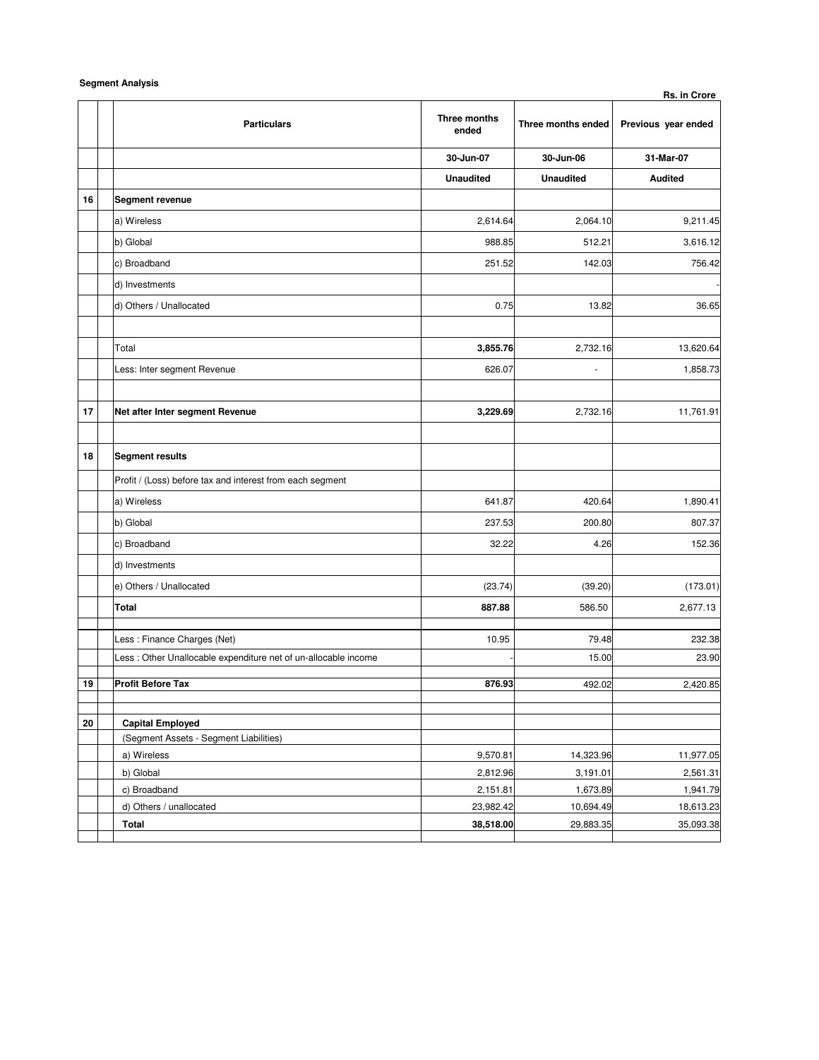**Segment Analysis**

Rs. in Crore

| | Particulars | Three months ended | Three months ended | Previous year ended |
|---|---|---|---|---|
| | | 30-Jun-07 | 30-Jun-06 | 31-Mar-07 |
| | | Unaudited | Unaudited | Audited |
| 16 | **Segment revenue** | | | |
| | a) Wireless | 2,614.64 | 2,064.10 | 9,211.45 |
| | b) Global | 988.85 | 512.21 | 3,616.12 |
| | c) Broadband | 251.52 | 142.03 | 756.42 |
| | d) Investments | | | - |
| | d) Others / Unallocated | 0.75 | 13.82 | 36.65 |
| | | | | |
| | Total | **3,855.76** | 2,732.16 | 13,620.64 |
| | Less: Inter segment Revenue | 626.07 | - | 1,858.73 |
| | | | | |
| 17 | **Net after Inter segment Revenue** | **3,229.69** | 2,732.16 | 11,761.91 |
| | | | | |
| 18 | **Segment results** | | | |
| | Profit / (Loss) before tax and interest from each segment | | | |
| | a) Wireless | 641.87 | 420.64 | 1,890.41 |
| | b) Global | 237.53 | 200.80 | 807.37 |
| | c) Broadband | 32.22 | 4.26 | 152.36 |
| | d) Investments | | | |
| | e) Others / Unallocated | (23.74) | (39.20) | (173.01) |
| | **Total** | **887.88** | 586.50 | 2,677.13 |
| | | | | |
| | Less : Finance Charges (Net) | 10.95 | 79.48 | 232.38 |
| | Less : Other Unallocable expenditure net of un-allocable income | - | 15.00 | 23.90 |
| 19 | **Profit Before Tax** | **876.93** | 492.02 | 2,420.85 |
| | | | | |
| 20 | **Capital Employed** | | | |
| | (Segment Assets - Segment Liabilities) | | | |
| | a) Wireless | 9,570.81 | 14,323.96 | 11,977.05 |
| | b) Global | 2,812.96 | 3,191.01 | 2,561.31 |
| | c) Broadband | 2,151.81 | 1,673.89 | 1,941.79 |
| | d) Others / unallocated | 23,982.42 | 10,694.49 | 18,613.23 |
| | **Total** | **38,518.00** | 29,883.35 | 35,093.38 |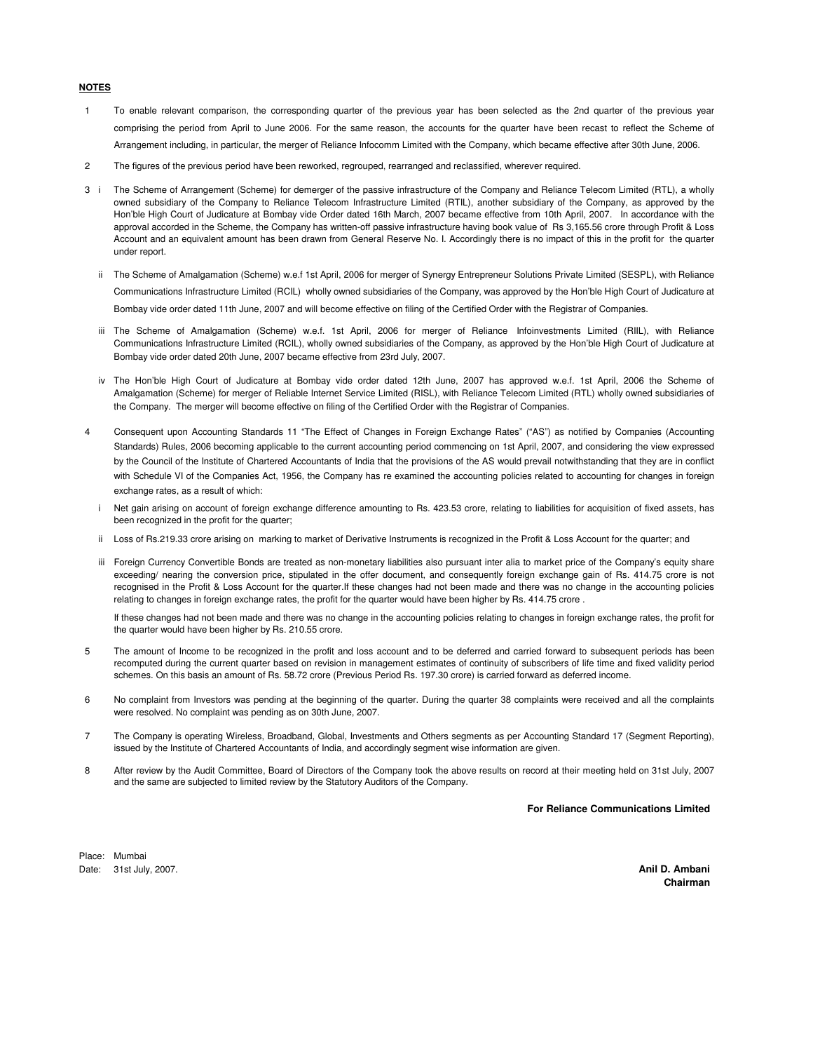**NOTES**

1. To enable relevant comparison, the corresponding quarter of the previous year has been selected as the 2nd quarter of the previous year comprising the period from April to June 2006. For the same reason, the accounts for the quarter have been recast to reflect the Scheme of Arrangement including, in particular, the merger of Reliance Infocomm Limited with the Company, which became effective after 30th June, 2006.

2. The figures of the previous period have been reworked, regrouped, rearranged and reclassified, wherever required.

3. i The Scheme of Arrangement (Scheme) for demerger of the passive infrastructure of the Company and Reliance Telecom Limited (RTL), a wholly owned subsidiary of the Company to Reliance Telecom Infrastructure Limited (RTIL), another subsidiary of the Company, as approved by the Hon'ble High Court of Judicature at Bombay vide Order dated 16th March, 2007 became effective from 10th April, 2007. In accordance with the approval accorded in the Scheme, the Company has written-off passive infrastructure having book value of Rs 3,165.56 crore through Profit & Loss Account and an equivalent amount has been drawn from General Reserve No. I. Accordingly there is no impact of this in the profit for the quarter under report.

   ii The Scheme of Amalgamation (Scheme) w.e.f 1st April, 2006 for merger of Synergy Entrepreneur Solutions Private Limited (SESPL), with Reliance Communications Infrastructure Limited (RCIL) wholly owned subsidiaries of the Company, was approved by the Hon'ble High Court of Judicature at Bombay vide order dated 11th June, 2007 and will become effective on filing of the Certified Order with the Registrar of Companies.

   iii The Scheme of Amalgamation (Scheme) w.e.f. 1st April, 2006 for merger of Reliance Infoinvestments Limited (RIIL), with Reliance Communications Infrastructure Limited (RCIL), wholly owned subsidiaries of the Company, as approved by the Hon'ble High Court of Judicature at Bombay vide order dated 20th June, 2007 became effective from 23rd July, 2007.

   iv The Hon'ble High Court of Judicature at Bombay vide order dated 12th June, 2007 has approved w.e.f. 1st April, 2006 the Scheme of Amalgamation (Scheme) for merger of Reliable Internet Service Limited (RISL), with Reliance Telecom Limited (RTL) wholly owned subsidiaries of the Company. The merger will become effective on filing of the Certified Order with the Registrar of Companies.

4. Consequent upon Accounting Standards 11 "The Effect of Changes in Foreign Exchange Rates" ("AS") as notified by Companies (Accounting Standards) Rules, 2006 becoming applicable to the current accounting period commencing on 1st April, 2007, and considering the view expressed by the Council of the Institute of Chartered Accountants of India that the provisions of the AS would prevail notwithstanding that they are in conflict with Schedule VI of the Companies Act, 1956, the Company has re examined the accounting policies related to accounting for changes in foreign exchange rates, as a result of which:

   i Net gain arising on account of foreign exchange difference amounting to Rs. 423.53 crore, relating to liabilities for acquisition of fixed assets, has been recognized in the profit for the quarter;

   ii Loss of Rs.219.33 crore arising on marking to market of Derivative Instruments is recognized in the Profit & Loss Account for the quarter; and

   iii Foreign Currency Convertible Bonds are treated as non-monetary liabilities also pursuant inter alia to market price of the Company's equity share exceeding/ nearing the conversion price, stipulated in the offer document, and consequently foreign exchange gain of Rs. 414.75 crore is not recognised in the Profit & Loss Account for the quarter.If these changes had not been made and there was no change in the accounting policies relating to changes in foreign exchange rates, the profit for the quarter would have been higher by Rs. 414.75 crore .

   If these changes had not been made and there was no change in the accounting policies relating to changes in foreign exchange rates, the profit for the quarter would have been higher by Rs. 210.55 crore.

5. The amount of Income to be recognized in the profit and loss account and to be deferred and carried forward to subsequent periods has been recomputed during the current quarter based on revision in management estimates of continuity of subscribers of life time and fixed validity period schemes. On this basis an amount of Rs. 58.72 crore (Previous Period Rs. 197.30 crore) is carried forward as deferred income.

6. No complaint from Investors was pending at the beginning of the quarter. During the quarter 38 complaints were received and all the complaints were resolved. No complaint was pending as on 30th June, 2007.

7. The Company is operating Wireless, Broadband, Global, Investments and Others segments as per Accounting Standard 17 (Segment Reporting), issued by the Institute of Chartered Accountants of India, and accordingly segment wise information are given.

8. After review by the Audit Committee, Board of Directors of the Company took the above results on record at their meeting held on 31st July, 2007 and the same are subjected to limited review by the Statutory Auditors of the Company.

**For Reliance Communications Limited**

Place: Mumbai
Date: 31st July, 2007.

**Anil D. Ambani**
**Chairman**